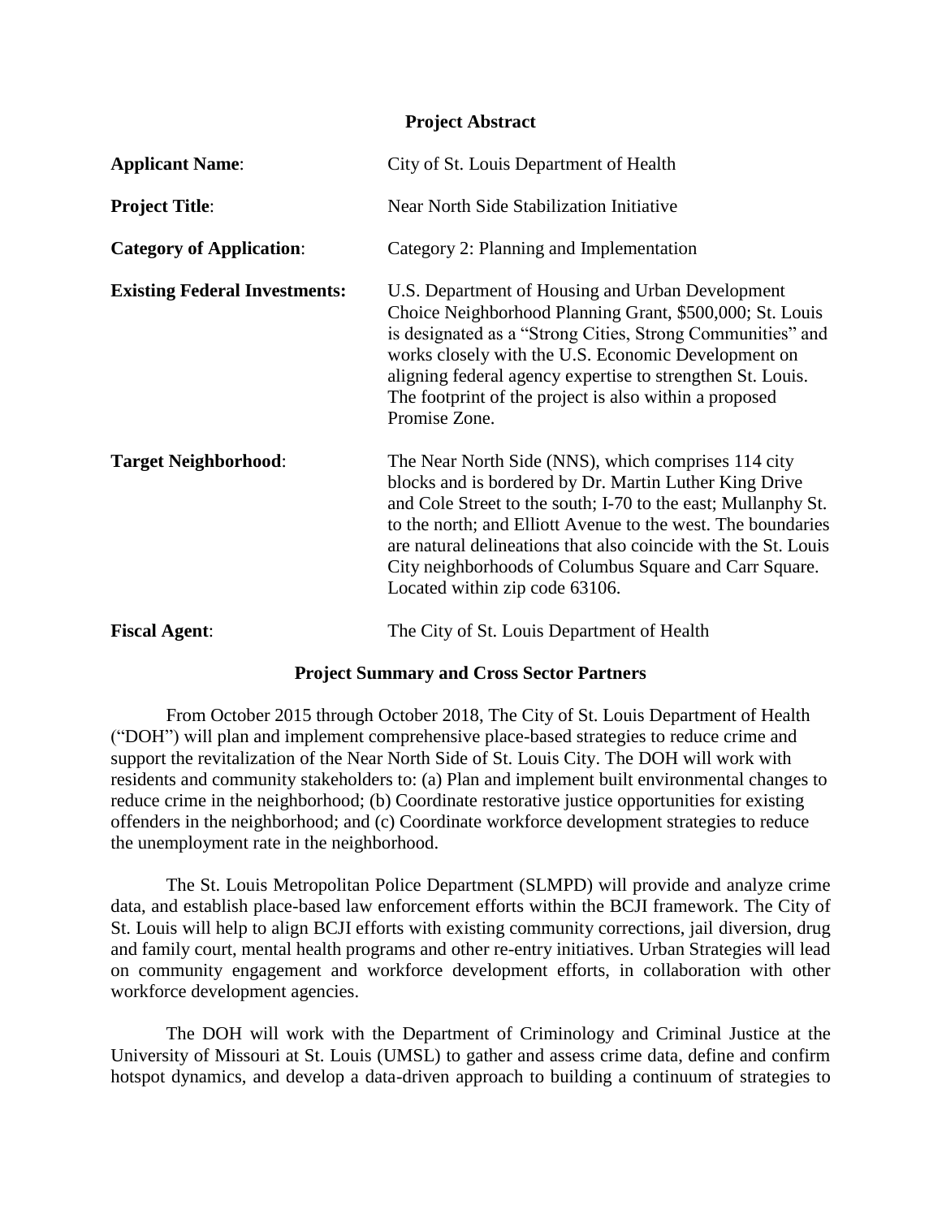## Project Abstract

| | |
|---|---|
| **Applicant Name**: | City of St. Louis Department of Health |
| **Project Title**: | Near North Side Stabilization Initiative |
| **Category of Application**: | Category 2: Planning and Implementation |
| **Existing Federal Investments:** | U.S. Department of Housing and Urban Development Choice Neighborhood Planning Grant, $500,000; St. Louis is designated as a "Strong Cities, Strong Communities" and works closely with the U.S. Economic Development on aligning federal agency expertise to strengthen St. Louis. The footprint of the project is also within a proposed Promise Zone. |
| **Target Neighborhood**: | The Near North Side (NNS), which comprises 114 city blocks and is bordered by Dr. Martin Luther King Drive and Cole Street to the south; I-70 to the east; Mullanphy St. to the north; and Elliott Avenue to the west. The boundaries are natural delineations that also coincide with the St. Louis City neighborhoods of Columbus Square and Carr Square. Located within zip code 63106. |
| **Fiscal Agent**: | The City of St. Louis Department of Health |

## Project Summary and Cross Sector Partners

From October 2015 through October 2018, The City of St. Louis Department of Health ("DOH") will plan and implement comprehensive place-based strategies to reduce crime and support the revitalization of the Near North Side of St. Louis City. The DOH will work with residents and community stakeholders to: (a) Plan and implement built environmental changes to reduce crime in the neighborhood; (b) Coordinate restorative justice opportunities for existing offenders in the neighborhood; and (c) Coordinate workforce development strategies to reduce the unemployment rate in the neighborhood.

The St. Louis Metropolitan Police Department (SLMPD) will provide and analyze crime data, and establish place-based law enforcement efforts within the BCJI framework. The City of St. Louis will help to align BCJI efforts with existing community corrections, jail diversion, drug and family court, mental health programs and other re-entry initiatives. Urban Strategies will lead on community engagement and workforce development efforts, in collaboration with other workforce development agencies.

The DOH will work with the Department of Criminology and Criminal Justice at the University of Missouri at St. Louis (UMSL) to gather and assess crime data, define and confirm hotspot dynamics, and develop a data-driven approach to building a continuum of strategies to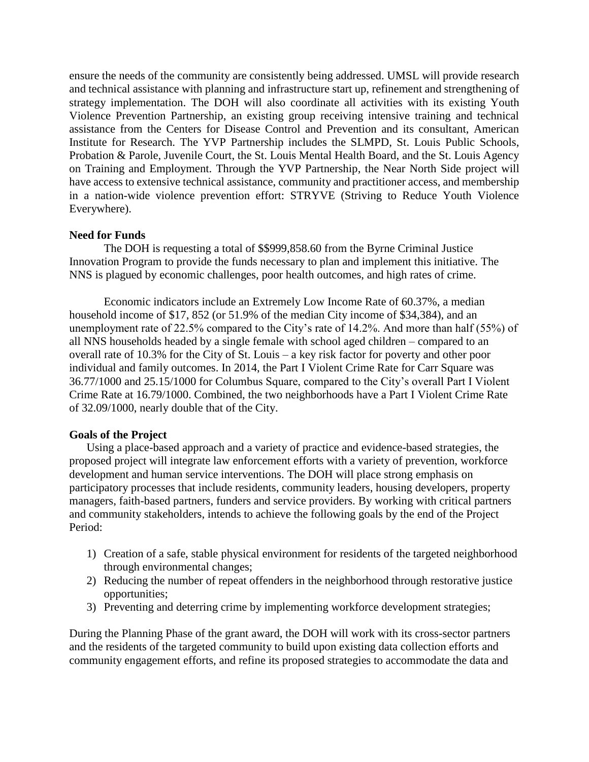ensure the needs of the community are consistently being addressed. UMSL will provide research and technical assistance with planning and infrastructure start up, refinement and strengthening of strategy implementation. The DOH will also coordinate all activities with its existing Youth Violence Prevention Partnership, an existing group receiving intensive training and technical assistance from the Centers for Disease Control and Prevention and its consultant, American Institute for Research. The YVP Partnership includes the SLMPD, St. Louis Public Schools, Probation & Parole, Juvenile Court, the St. Louis Mental Health Board, and the St. Louis Agency on Training and Employment. Through the YVP Partnership, the Near North Side project will have access to extensive technical assistance, community and practitioner access, and membership in a nation-wide violence prevention effort: STRYVE (Striving to Reduce Youth Violence Everywhere).

**Need for Funds**

The DOH is requesting a total of $$999,858.60 from the Byrne Criminal Justice Innovation Program to provide the funds necessary to plan and implement this initiative. The NNS is plagued by economic challenges, poor health outcomes, and high rates of crime.

Economic indicators include an Extremely Low Income Rate of 60.37%, a median household income of $17, 852 (or 51.9% of the median City income of $34,384), and an unemployment rate of 22.5% compared to the City's rate of 14.2%. And more than half (55%) of all NNS households headed by a single female with school aged children – compared to an overall rate of 10.3% for the City of St. Louis – a key risk factor for poverty and other poor individual and family outcomes. In 2014, the Part I Violent Crime Rate for Carr Square was 36.77/1000 and 25.15/1000 for Columbus Square, compared to the City's overall Part I Violent Crime Rate at 16.79/1000. Combined, the two neighborhoods have a Part I Violent Crime Rate of 32.09/1000, nearly double that of the City.

**Goals of the Project**

Using a place-based approach and a variety of practice and evidence-based strategies, the proposed project will integrate law enforcement efforts with a variety of prevention, workforce development and human service interventions. The DOH will place strong emphasis on participatory processes that include residents, community leaders, housing developers, property managers, faith-based partners, funders and service providers. By working with critical partners and community stakeholders, intends to achieve the following goals by the end of the Project Period:

1) Creation of a safe, stable physical environment for residents of the targeted neighborhood through environmental changes;
2) Reducing the number of repeat offenders in the neighborhood through restorative justice opportunities;
3) Preventing and deterring crime by implementing workforce development strategies;

During the Planning Phase of the grant award, the DOH will work with its cross-sector partners and the residents of the targeted community to build upon existing data collection efforts and community engagement efforts, and refine its proposed strategies to accommodate the data and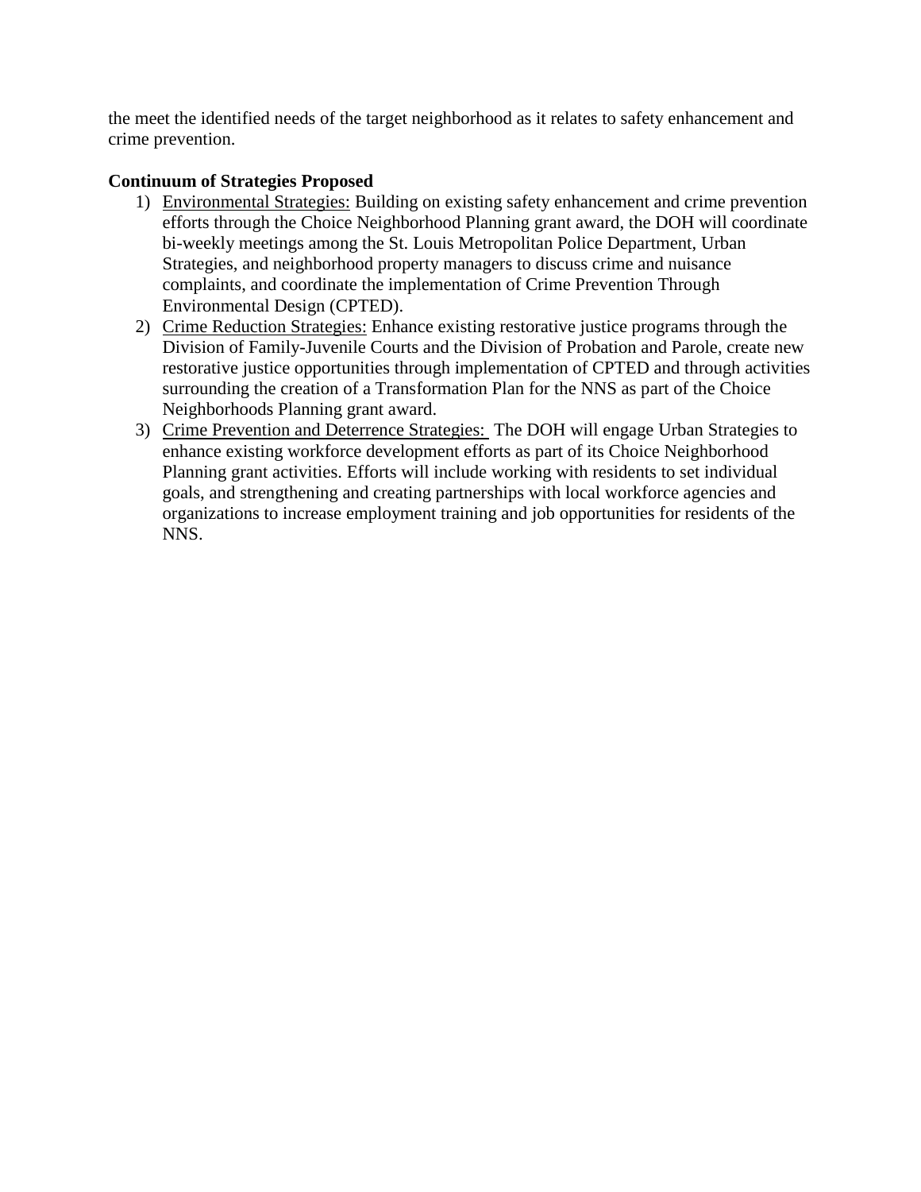the meet the identified needs of the target neighborhood as it relates to safety enhancement and crime prevention.

**Continuum of Strategies Proposed**

1) Environmental Strategies: Building on existing safety enhancement and crime prevention efforts through the Choice Neighborhood Planning grant award, the DOH will coordinate bi-weekly meetings among the St. Louis Metropolitan Police Department, Urban Strategies, and neighborhood property managers to discuss crime and nuisance complaints, and coordinate the implementation of Crime Prevention Through Environmental Design (CPTED).
2) Crime Reduction Strategies: Enhance existing restorative justice programs through the Division of Family-Juvenile Courts and the Division of Probation and Parole, create new restorative justice opportunities through implementation of CPTED and through activities surrounding the creation of a Transformation Plan for the NNS as part of the Choice Neighborhoods Planning grant award.
3) Crime Prevention and Deterrence Strategies: The DOH will engage Urban Strategies to enhance existing workforce development efforts as part of its Choice Neighborhood Planning grant activities. Efforts will include working with residents to set individual goals, and strengthening and creating partnerships with local workforce agencies and organizations to increase employment training and job opportunities for residents of the NNS.